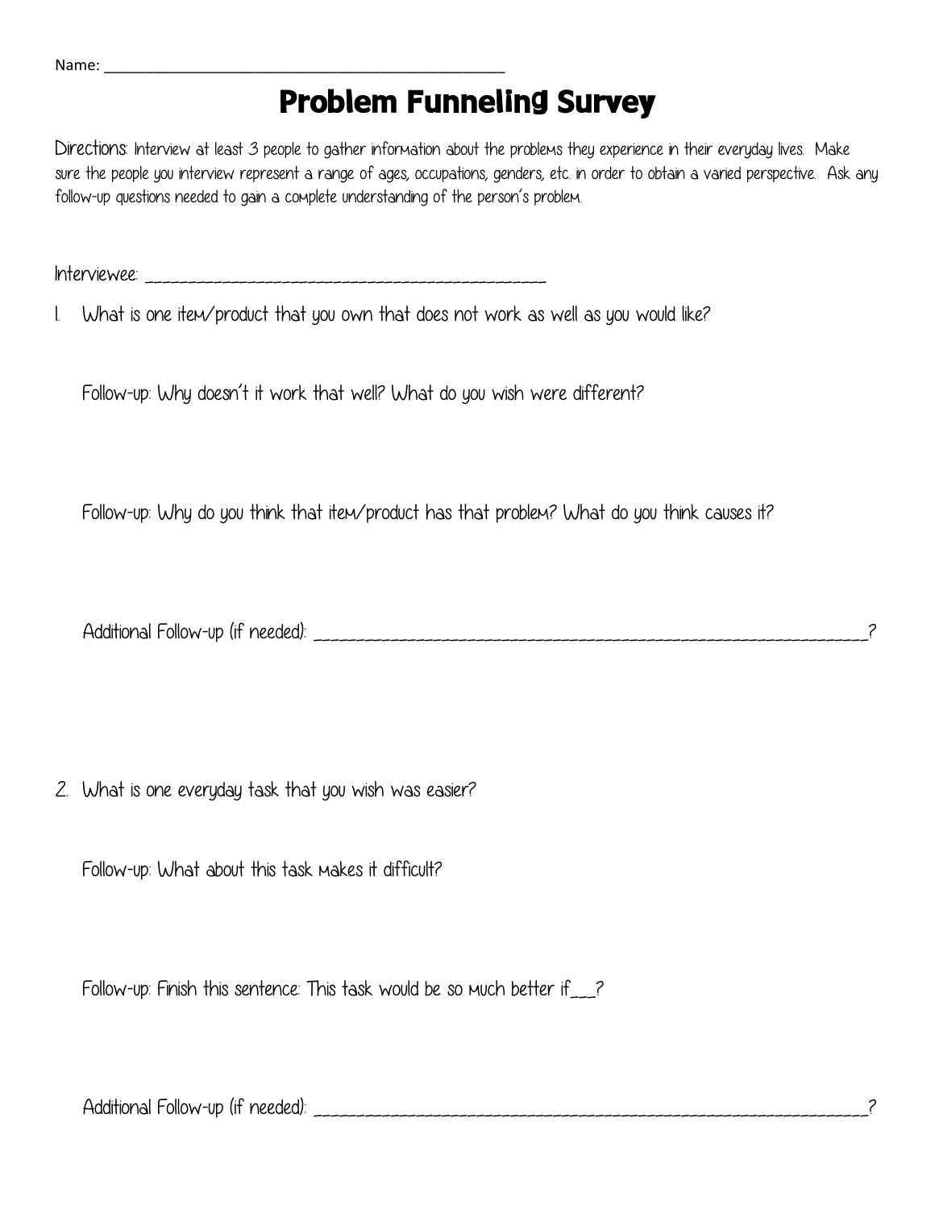Name: ___________________________________________________

# Problem Funneling Survey

Directions: Interview at least 3 people to gather information about the problems they experience in their everyday lives. Make sure the people you interview represent a range of ages, occupations, genders, etc. in order to obtain a varied perspective. Ask any follow-up questions needed to gain a complete understanding of the person's problem.

Interviewee: _____________________________________________

1. What is one item/product that you own that does not work as well as you would like?

   Follow-up: Why doesn't it work that well? What do you wish were different?

   Follow-up: Why do you think that item/product has that problem? What do you think causes it?

   Additional Follow-up (if needed): ______________________________________________________________?

2. What is one everyday task that you wish was easier?

   Follow-up: What about this task makes it difficult?

   Follow-up: Finish this sentence: This task would be so much better if___?

   Additional Follow-up (if needed): ______________________________________________________________?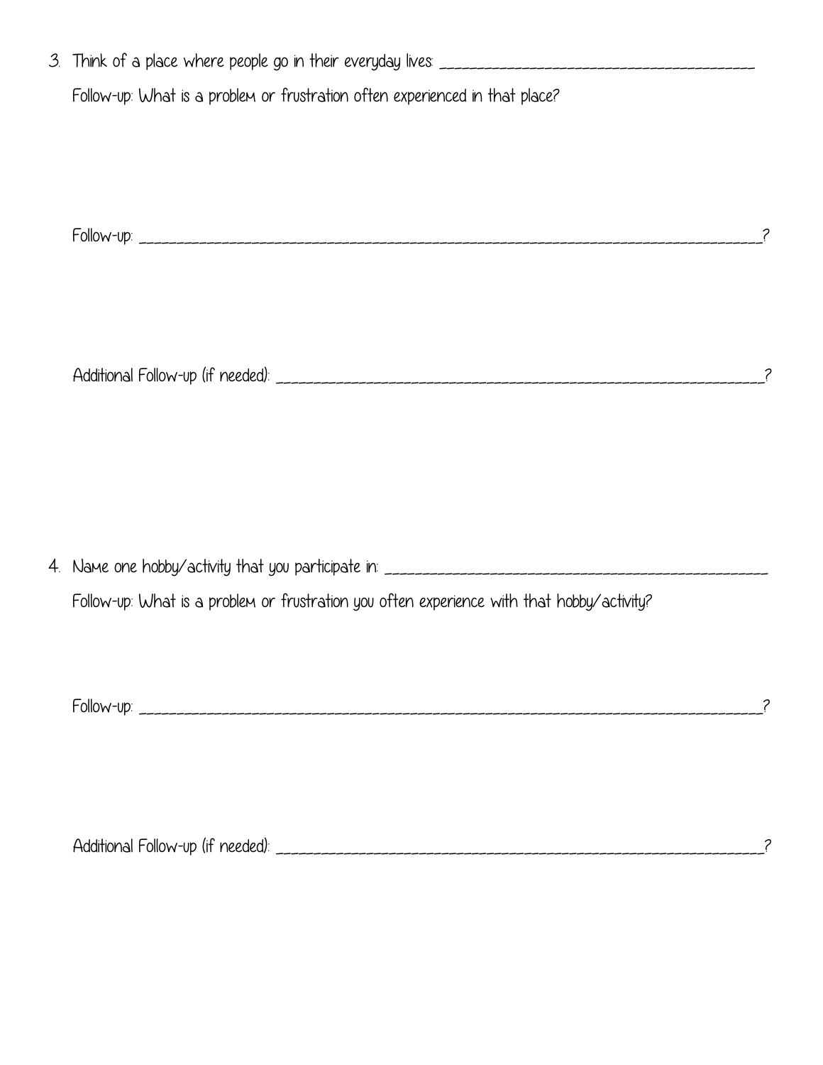3. Think of a place where people go in their everyday lives: ________________________________________

   Follow-up: What is a problem or frustration often experienced in that place?

   Follow-up: ______________________________________________________________________________?

   Additional Follow-up (if needed): ______________________________________________________________?

4. Name one hobby/activity that you participate in: _____________________________________________

   Follow-up: What is a problem or frustration you often experience with that hobby/activity?

   Follow-up: ______________________________________________________________________________?

   Additional Follow-up (if needed): ______________________________________________________________?